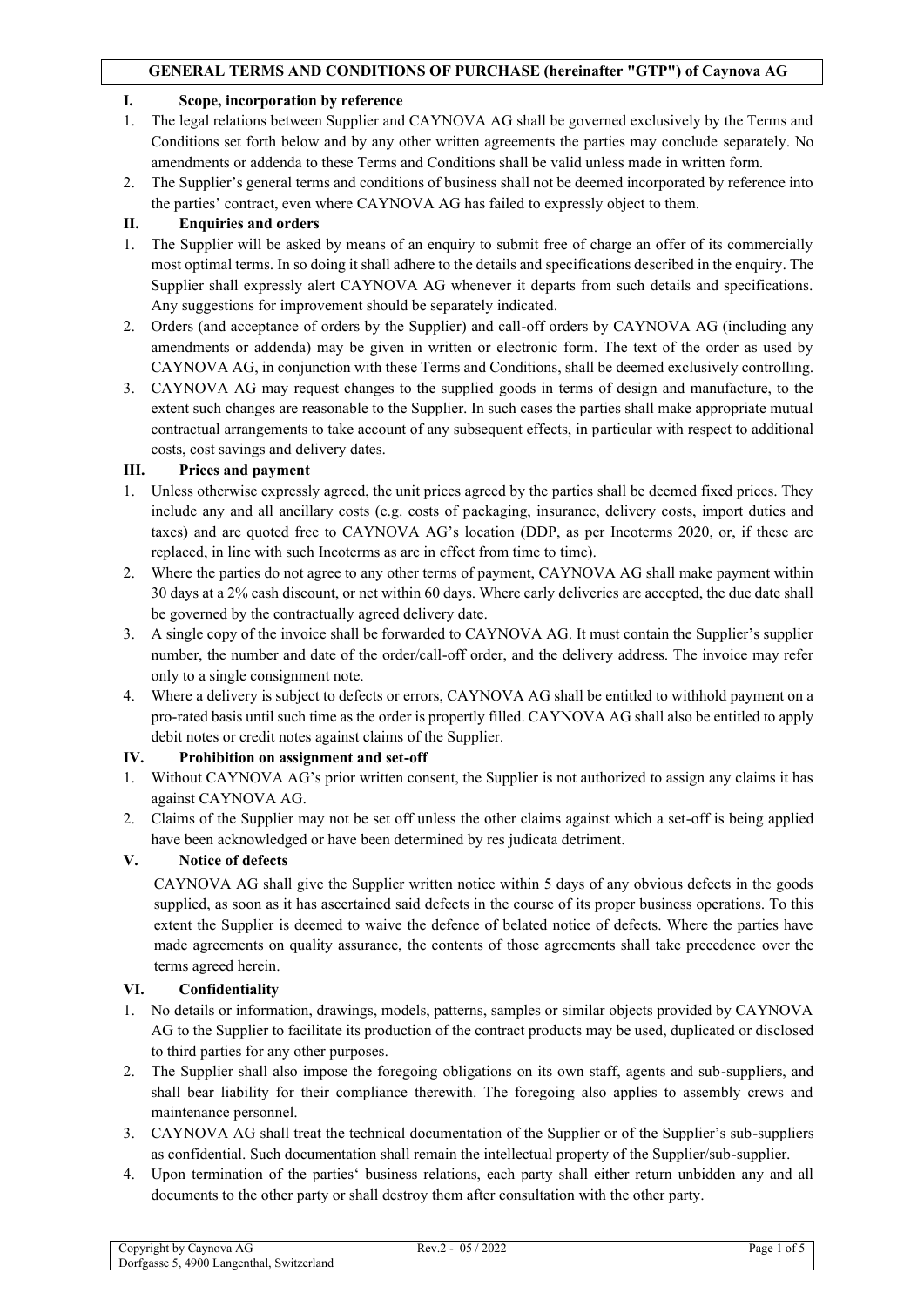# GENERAL TERMS AND CONDITIONS OF PURCHASE (hereinafter "GTP") of Caynova AG

## I. Scope, incorporation by reference

1. The legal relations between Supplier and CAYNOVA AG shall be governed exclusively by the Terms and Conditions set forth below and by any other written agreements the parties may conclude separately. No amendments or addenda to these Terms and Conditions shall be valid unless made in written form.
2. The Supplier's general terms and conditions of business shall not be deemed incorporated by reference into the parties' contract, even where CAYNOVA AG has failed to expressly object to them.

## II. Enquiries and orders

1. The Supplier will be asked by means of an enquiry to submit free of charge an offer of its commercially most optimal terms. In so doing it shall adhere to the details and specifications described in the enquiry. The Supplier shall expressly alert CAYNOVA AG whenever it departs from such details and specifications. Any suggestions for improvement should be separately indicated.
2. Orders (and acceptance of orders by the Supplier) and call-off orders by CAYNOVA AG (including any amendments or addenda) may be given in written or electronic form. The text of the order as used by CAYNOVA AG, in conjunction with these Terms and Conditions, shall be deemed exclusively controlling.
3. CAYNOVA AG may request changes to the supplied goods in terms of design and manufacture, to the extent such changes are reasonable to the Supplier. In such cases the parties shall make appropriate mutual contractual arrangements to take account of any subsequent effects, in particular with respect to additional costs, cost savings and delivery dates.

## III. Prices and payment

1. Unless otherwise expressly agreed, the unit prices agreed by the parties shall be deemed fixed prices. They include any and all ancillary costs (e.g. costs of packaging, insurance, delivery costs, import duties and taxes) and are quoted free to CAYNOVA AG's location (DDP, as per Incoterms 2020, or, if these are replaced, in line with such Incoterms as are in effect from time to time).
2. Where the parties do not agree to any other terms of payment, CAYNOVA AG shall make payment within 30 days at a 2% cash discount, or net within 60 days. Where early deliveries are accepted, the due date shall be governed by the contractually agreed delivery date.
3. A single copy of the invoice shall be forwarded to CAYNOVA AG. It must contain the Supplier's supplier number, the number and date of the order/call-off order, and the delivery address. The invoice may refer only to a single consignment note.
4. Where a delivery is subject to defects or errors, CAYNOVA AG shall be entitled to withhold payment on a pro-rated basis until such time as the order is propertly filled. CAYNOVA AG shall also be entitled to apply debit notes or credit notes against claims of the Supplier.

## IV. Prohibition on assignment and set-off

1. Without CAYNOVA AG's prior written consent, the Supplier is not authorized to assign any claims it has against CAYNOVA AG.
2. Claims of the Supplier may not be set off unless the other claims against which a set-off is being applied have been acknowledged or have been determined by res judicata detriment.

## V. Notice of defects

CAYNOVA AG shall give the Supplier written notice within 5 days of any obvious defects in the goods supplied, as soon as it has ascertained said defects in the course of its proper business operations. To this extent the Supplier is deemed to waive the defence of belated notice of defects. Where the parties have made agreements on quality assurance, the contents of those agreements shall take precedence over the terms agreed herein.

## VI. Confidentiality

1. No details or information, drawings, models, patterns, samples or similar objects provided by CAYNOVA AG to the Supplier to facilitate its production of the contract products may be used, duplicated or disclosed to third parties for any other purposes.
2. The Supplier shall also impose the foregoing obligations on its own staff, agents and sub-suppliers, and shall bear liability for their compliance therewith. The foregoing also applies to assembly crews and maintenance personnel.
3. CAYNOVA AG shall treat the technical documentation of the Supplier or of the Supplier's sub-suppliers as confidential. Such documentation shall remain the intellectual property of the Supplier/sub-supplier.
4. Upon termination of the parties' business relations, each party shall either return unbidden any and all documents to the other party or shall destroy them after consultation with the other party.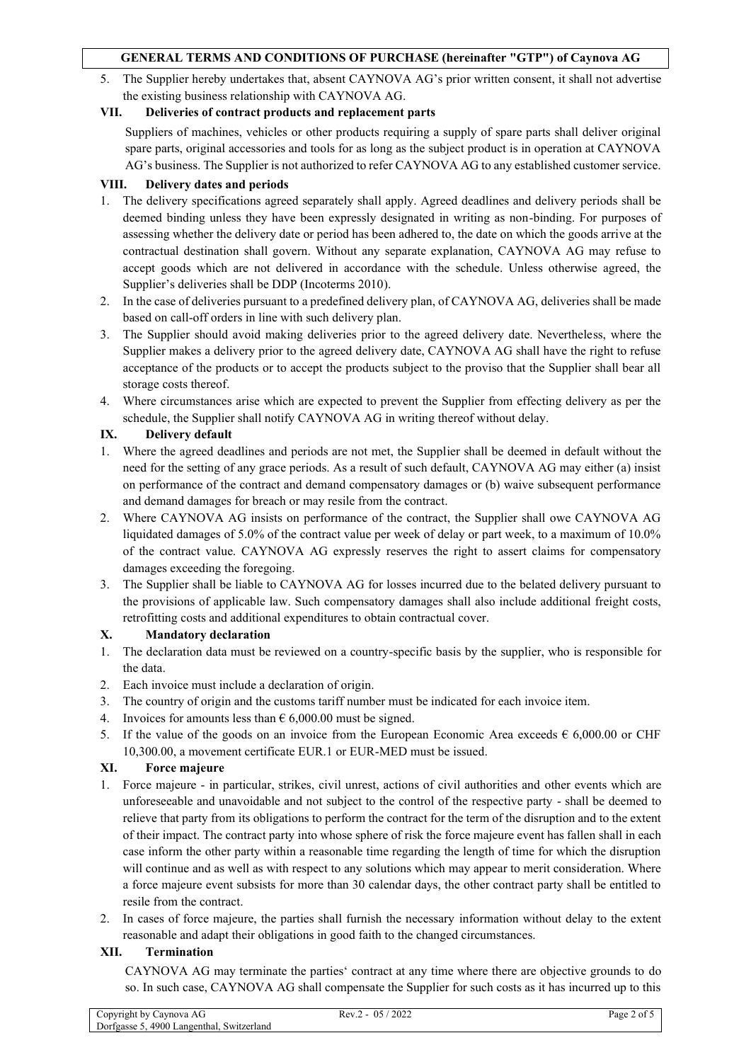5. The Supplier hereby undertakes that, absent CAYNOVA AG's prior written consent, it shall not advertise the existing business relationship with CAYNOVA AG.

## VII. Deliveries of contract products and replacement parts

Suppliers of machines, vehicles or other products requiring a supply of spare parts shall deliver original spare parts, original accessories and tools for as long as the subject product is in operation at CAYNOVA AG's business. The Supplier is not authorized to refer CAYNOVA AG to any established customer service.

## VIII. Delivery dates and periods

1. The delivery specifications agreed separately shall apply. Agreed deadlines and delivery periods shall be deemed binding unless they have been expressly designated in writing as non-binding. For purposes of assessing whether the delivery date or period has been adhered to, the date on which the goods arrive at the contractual destination shall govern. Without any separate explanation, CAYNOVA AG may refuse to accept goods which are not delivered in accordance with the schedule. Unless otherwise agreed, the Supplier's deliveries shall be DDP (Incoterms 2010).
2. In the case of deliveries pursuant to a predefined delivery plan, of CAYNOVA AG, deliveries shall be made based on call-off orders in line with such delivery plan.
3. The Supplier should avoid making deliveries prior to the agreed delivery date. Nevertheless, where the Supplier makes a delivery prior to the agreed delivery date, CAYNOVA AG shall have the right to refuse acceptance of the products or to accept the products subject to the proviso that the Supplier shall bear all storage costs thereof.
4. Where circumstances arise which are expected to prevent the Supplier from effecting delivery as per the schedule, the Supplier shall notify CAYNOVA AG in writing thereof without delay.

## IX. Delivery default

1. Where the agreed deadlines and periods are not met, the Supplier shall be deemed in default without the need for the setting of any grace periods. As a result of such default, CAYNOVA AG may either (a) insist on performance of the contract and demand compensatory damages or (b) waive subsequent performance and demand damages for breach or may resile from the contract.
2. Where CAYNOVA AG insists on performance of the contract, the Supplier shall owe CAYNOVA AG liquidated damages of 5.0% of the contract value per week of delay or part week, to a maximum of 10.0% of the contract value. CAYNOVA AG expressly reserves the right to assert claims for compensatory damages exceeding the foregoing.
3. The Supplier shall be liable to CAYNOVA AG for losses incurred due to the belated delivery pursuant to the provisions of applicable law. Such compensatory damages shall also include additional freight costs, retrofitting costs and additional expenditures to obtain contractual cover.

## X. Mandatory declaration

1. The declaration data must be reviewed on a country-specific basis by the supplier, who is responsible for the data.
2. Each invoice must include a declaration of origin.
3. The country of origin and the customs tariff number must be indicated for each invoice item.
4. Invoices for amounts less than € 6,000.00 must be signed.
5. If the value of the goods on an invoice from the European Economic Area exceeds € 6,000.00 or CHF 10,300.00, a movement certificate EUR.1 or EUR-MED must be issued.

## XI. Force majeure

1. Force majeure - in particular, strikes, civil unrest, actions of civil authorities and other events which are unforeseeable and unavoidable and not subject to the control of the respective party - shall be deemed to relieve that party from its obligations to perform the contract for the term of the disruption and to the extent of their impact. The contract party into whose sphere of risk the force majeure event has fallen shall in each case inform the other party within a reasonable time regarding the length of time for which the disruption will continue and as well as with respect to any solutions which may appear to merit consideration. Where a force majeure event subsists for more than 30 calendar days, the other contract party shall be entitled to resile from the contract.
2. In cases of force majeure, the parties shall furnish the necessary information without delay to the extent reasonable and adapt their obligations in good faith to the changed circumstances.

## XII. Termination

CAYNOVA AG may terminate the parties' contract at any time where there are objective grounds to do so. In such case, CAYNOVA AG shall compensate the Supplier for such costs as it has incurred up to this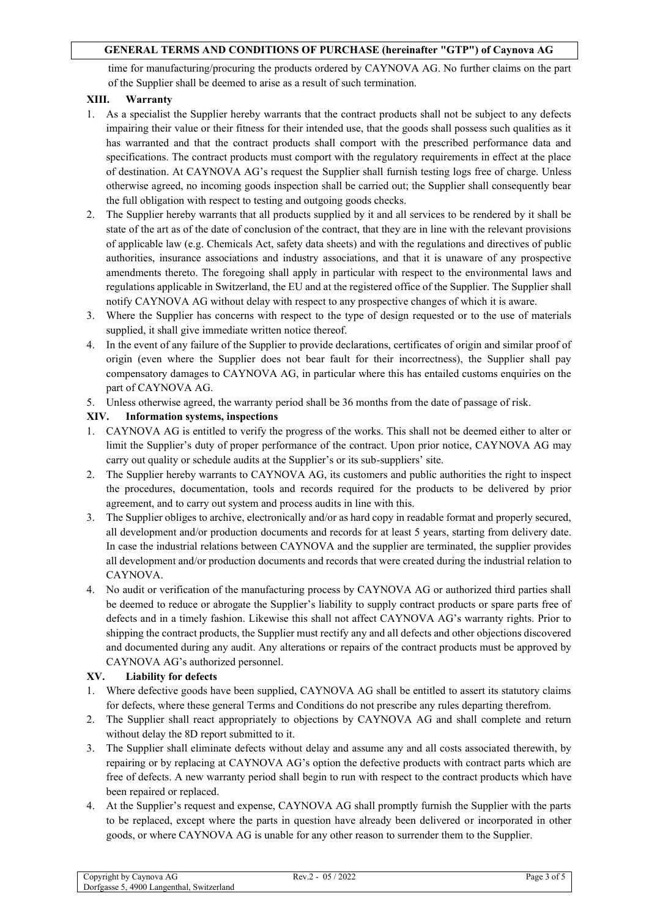time for manufacturing/procuring the products ordered by CAYNOVA AG. No further claims on the part of the Supplier shall be deemed to arise as a result of such termination.

## XIII. Warranty

1. As a specialist the Supplier hereby warrants that the contract products shall not be subject to any defects impairing their value or their fitness for their intended use, that the goods shall possess such qualities as it has warranted and that the contract products shall comport with the prescribed performance data and specifications. The contract products must comport with the regulatory requirements in effect at the place of destination. At CAYNOVA AG's request the Supplier shall furnish testing logs free of charge. Unless otherwise agreed, no incoming goods inspection shall be carried out; the Supplier shall consequently bear the full obligation with respect to testing and outgoing goods checks.
2. The Supplier hereby warrants that all products supplied by it and all services to be rendered by it shall be state of the art as of the date of conclusion of the contract, that they are in line with the relevant provisions of applicable law (e.g. Chemicals Act, safety data sheets) and with the regulations and directives of public authorities, insurance associations and industry associations, and that it is unaware of any prospective amendments thereto. The foregoing shall apply in particular with respect to the environmental laws and regulations applicable in Switzerland, the EU and at the registered office of the Supplier. The Supplier shall notify CAYNOVA AG without delay with respect to any prospective changes of which it is aware.
3. Where the Supplier has concerns with respect to the type of design requested or to the use of materials supplied, it shall give immediate written notice thereof.
4. In the event of any failure of the Supplier to provide declarations, certificates of origin and similar proof of origin (even where the Supplier does not bear fault for their incorrectness), the Supplier shall pay compensatory damages to CAYNOVA AG, in particular where this has entailed customs enquiries on the part of CAYNOVA AG.
5. Unless otherwise agreed, the warranty period shall be 36 months from the date of passage of risk.

## XIV. Information systems, inspections

1. CAYNOVA AG is entitled to verify the progress of the works. This shall not be deemed either to alter or limit the Supplier's duty of proper performance of the contract. Upon prior notice, CAYNOVA AG may carry out quality or schedule audits at the Supplier's or its sub-suppliers' site.
2. The Supplier hereby warrants to CAYNOVA AG, its customers and public authorities the right to inspect the procedures, documentation, tools and records required for the products to be delivered by prior agreement, and to carry out system and process audits in line with this.
3. The Supplier obliges to archive, electronically and/or as hard copy in readable format and properly secured, all development and/or production documents and records for at least 5 years, starting from delivery date. In case the industrial relations between CAYNOVA and the supplier are terminated, the supplier provides all development and/or production documents and records that were created during the industrial relation to CAYNOVA.
4. No audit or verification of the manufacturing process by CAYNOVA AG or authorized third parties shall be deemed to reduce or abrogate the Supplier's liability to supply contract products or spare parts free of defects and in a timely fashion. Likewise this shall not affect CAYNOVA AG's warranty rights. Prior to shipping the contract products, the Supplier must rectify any and all defects and other objections discovered and documented during any audit. Any alterations or repairs of the contract products must be approved by CAYNOVA AG's authorized personnel.

## XV. Liability for defects

1. Where defective goods have been supplied, CAYNOVA AG shall be entitled to assert its statutory claims for defects, where these general Terms and Conditions do not prescribe any rules departing therefrom.
2. The Supplier shall react appropriately to objections by CAYNOVA AG and shall complete and return without delay the 8D report submitted to it.
3. The Supplier shall eliminate defects without delay and assume any and all costs associated therewith, by repairing or by replacing at CAYNOVA AG's option the defective products with contract parts which are free of defects. A new warranty period shall begin to run with respect to the contract products which have been repaired or replaced.
4. At the Supplier's request and expense, CAYNOVA AG shall promptly furnish the Supplier with the parts to be replaced, except where the parts in question have already been delivered or incorporated in other goods, or where CAYNOVA AG is unable for any other reason to surrender them to the Supplier.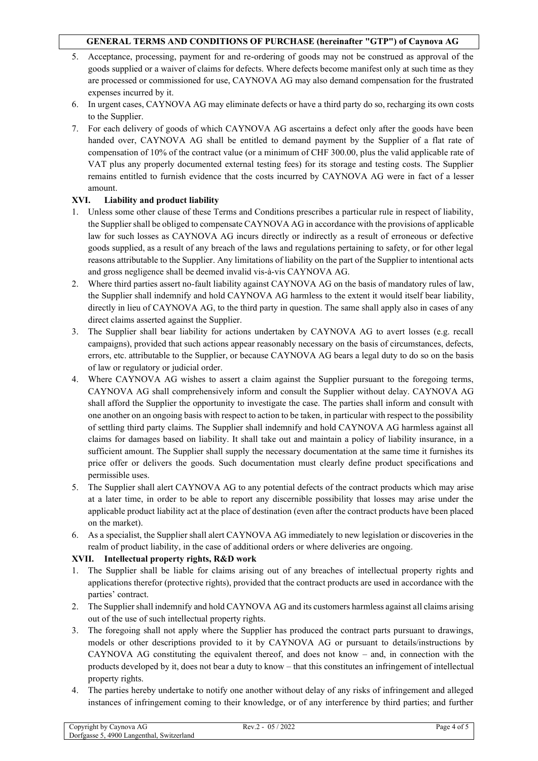5. Acceptance, processing, payment for and re-ordering of goods may not be construed as approval of the goods supplied or a waiver of claims for defects. Where defects become manifest only at such time as they are processed or commissioned for use, CAYNOVA AG may also demand compensation for the frustrated expenses incurred by it.
6. In urgent cases, CAYNOVA AG may eliminate defects or have a third party do so, recharging its own costs to the Supplier.
7. For each delivery of goods of which CAYNOVA AG ascertains a defect only after the goods have been handed over, CAYNOVA AG shall be entitled to demand payment by the Supplier of a flat rate of compensation of 10% of the contract value (or a minimum of CHF 300.00, plus the valid applicable rate of VAT plus any properly documented external testing fees) for its storage and testing costs. The Supplier remains entitled to furnish evidence that the costs incurred by CAYNOVA AG were in fact of a lesser amount.

## XVI. Liability and product liability

1. Unless some other clause of these Terms and Conditions prescribes a particular rule in respect of liability, the Supplier shall be obliged to compensate CAYNOVA AG in accordance with the provisions of applicable law for such losses as CAYNOVA AG incurs directly or indirectly as a result of erroneous or defective goods supplied, as a result of any breach of the laws and regulations pertaining to safety, or for other legal reasons attributable to the Supplier. Any limitations of liability on the part of the Supplier to intentional acts and gross negligence shall be deemed invalid vis-à-vis CAYNOVA AG.
2. Where third parties assert no-fault liability against CAYNOVA AG on the basis of mandatory rules of law, the Supplier shall indemnify and hold CAYNOVA AG harmless to the extent it would itself bear liability, directly in lieu of CAYNOVA AG, to the third party in question. The same shall apply also in cases of any direct claims asserted against the Supplier.
3. The Supplier shall bear liability for actions undertaken by CAYNOVA AG to avert losses (e.g. recall campaigns), provided that such actions appear reasonably necessary on the basis of circumstances, defects, errors, etc. attributable to the Supplier, or because CAYNOVA AG bears a legal duty to do so on the basis of law or regulatory or judicial order.
4. Where CAYNOVA AG wishes to assert a claim against the Supplier pursuant to the foregoing terms, CAYNOVA AG shall comprehensively inform and consult the Supplier without delay. CAYNOVA AG shall afford the Supplier the opportunity to investigate the case. The parties shall inform and consult with one another on an ongoing basis with respect to action to be taken, in particular with respect to the possibility of settling third party claims. The Supplier shall indemnify and hold CAYNOVA AG harmless against all claims for damages based on liability. It shall take out and maintain a policy of liability insurance, in a sufficient amount. The Supplier shall supply the necessary documentation at the same time it furnishes its price offer or delivers the goods. Such documentation must clearly define product specifications and permissible uses.
5. The Supplier shall alert CAYNOVA AG to any potential defects of the contract products which may arise at a later time, in order to be able to report any discernible possibility that losses may arise under the applicable product liability act at the place of destination (even after the contract products have been placed on the market).
6. As a specialist, the Supplier shall alert CAYNOVA AG immediately to new legislation or discoveries in the realm of product liability, in the case of additional orders or where deliveries are ongoing.

## XVII. Intellectual property rights, R&D work

1. The Supplier shall be liable for claims arising out of any breaches of intellectual property rights and applications therefor (protective rights), provided that the contract products are used in accordance with the parties' contract.
2. The Supplier shall indemnify and hold CAYNOVA AG and its customers harmless against all claims arising out of the use of such intellectual property rights.
3. The foregoing shall not apply where the Supplier has produced the contract parts pursuant to drawings, models or other descriptions provided to it by CAYNOVA AG or pursuant to details/instructions by CAYNOVA AG constituting the equivalent thereof, and does not know – and, in connection with the products developed by it, does not bear a duty to know – that this constitutes an infringement of intellectual property rights.
4. The parties hereby undertake to notify one another without delay of any risks of infringement and alleged instances of infringement coming to their knowledge, or of any interference by third parties; and further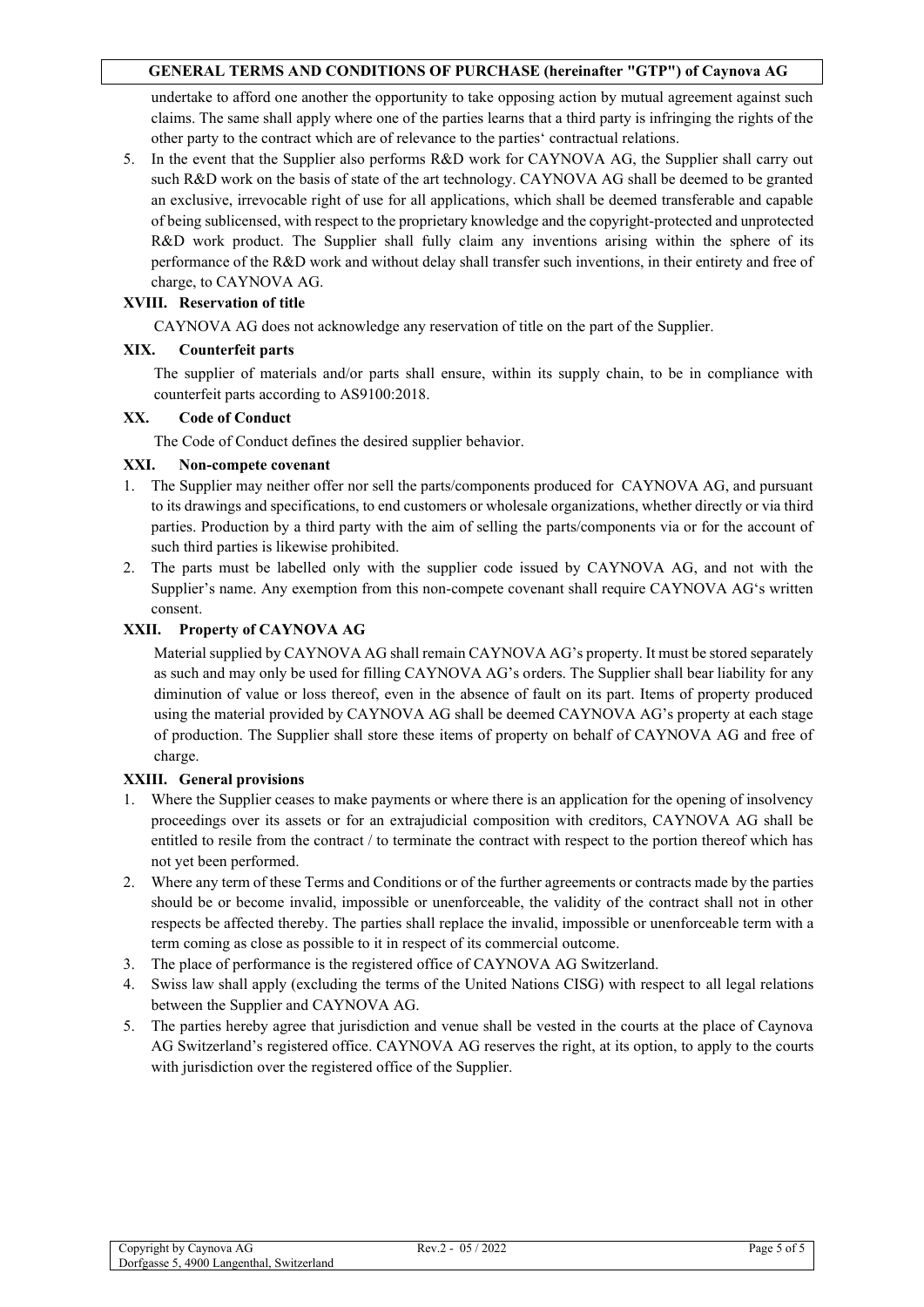undertake to afford one another the opportunity to take opposing action by mutual agreement against such claims. The same shall apply where one of the parties learns that a third party is infringing the rights of the other party to the contract which are of relevance to the parties' contractual relations.

5. In the event that the Supplier also performs R&D work for CAYNOVA AG, the Supplier shall carry out such R&D work on the basis of state of the art technology. CAYNOVA AG shall be deemed to be granted an exclusive, irrevocable right of use for all applications, which shall be deemed transferable and capable of being sublicensed, with respect to the proprietary knowledge and the copyright-protected and unprotected R&D work product. The Supplier shall fully claim any inventions arising within the sphere of its performance of the R&D work and without delay shall transfer such inventions, in their entirety and free of charge, to CAYNOVA AG.

### XVIII. Reservation of title

CAYNOVA AG does not acknowledge any reservation of title on the part of the Supplier.

### XIX. Counterfeit parts

The supplier of materials and/or parts shall ensure, within its supply chain, to be in compliance with counterfeit parts according to AS9100:2018.

### XX. Code of Conduct

The Code of Conduct defines the desired supplier behavior.

### XXI. Non-compete covenant

1. The Supplier may neither offer nor sell the parts/components produced for CAYNOVA AG, and pursuant to its drawings and specifications, to end customers or wholesale organizations, whether directly or via third parties. Production by a third party with the aim of selling the parts/components via or for the account of such third parties is likewise prohibited.
2. The parts must be labelled only with the supplier code issued by CAYNOVA AG, and not with the Supplier's name. Any exemption from this non-compete covenant shall require CAYNOVA AG's written consent.

### XXII. Property of CAYNOVA AG

Material supplied by CAYNOVA AG shall remain CAYNOVA AG's property. It must be stored separately as such and may only be used for filling CAYNOVA AG's orders. The Supplier shall bear liability for any diminution of value or loss thereof, even in the absence of fault on its part. Items of property produced using the material provided by CAYNOVA AG shall be deemed CAYNOVA AG's property at each stage of production. The Supplier shall store these items of property on behalf of CAYNOVA AG and free of charge.

### XXIII. General provisions

1. Where the Supplier ceases to make payments or where there is an application for the opening of insolvency proceedings over its assets or for an extrajudicial composition with creditors, CAYNOVA AG shall be entitled to resile from the contract / to terminate the contract with respect to the portion thereof which has not yet been performed.
2. Where any term of these Terms and Conditions or of the further agreements or contracts made by the parties should be or become invalid, impossible or unenforceable, the validity of the contract shall not in other respects be affected thereby. The parties shall replace the invalid, impossible or unenforceable term with a term coming as close as possible to it in respect of its commercial outcome.
3. The place of performance is the registered office of CAYNOVA AG Switzerland.
4. Swiss law shall apply (excluding the terms of the United Nations CISG) with respect to all legal relations between the Supplier and CAYNOVA AG.
5. The parties hereby agree that jurisdiction and venue shall be vested in the courts at the place of Caynova AG Switzerland's registered office. CAYNOVA AG reserves the right, at its option, to apply to the courts with jurisdiction over the registered office of the Supplier.